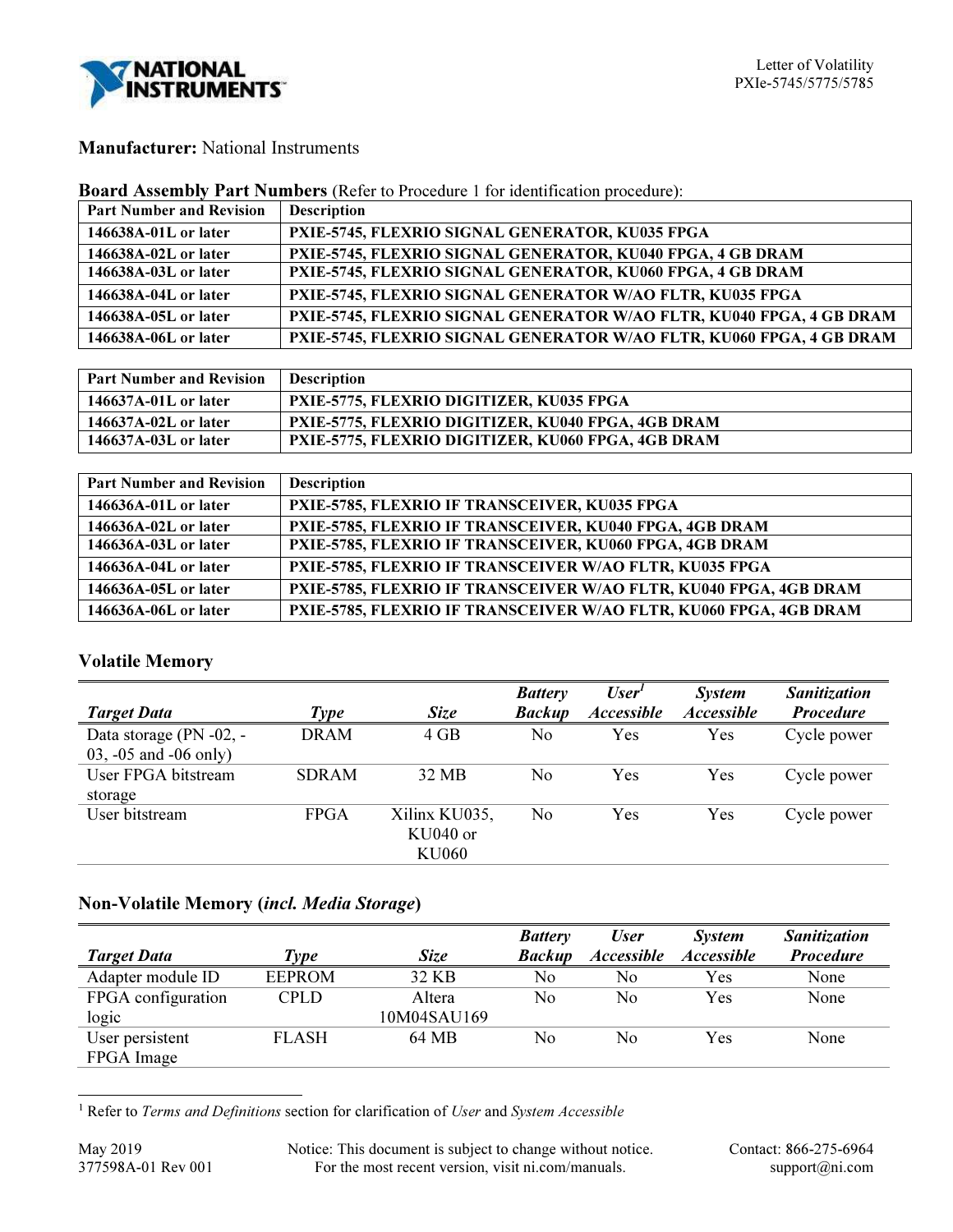**Manufacturer:** National Instruments

**Board Assembly Part Numbers** (Refer to Procedure 1 for identification procedure):

| Part Number and Revision | Description |
|---|---|
| 146638A-01L or later | PXIE-5745, FLEXRIO SIGNAL GENERATOR, KU035 FPGA |
| 146638A-02L or later | PXIE-5745, FLEXRIO SIGNAL GENERATOR, KU040 FPGA, 4 GB DRAM |
| 146638A-03L or later | PXIE-5745, FLEXRIO SIGNAL GENERATOR, KU060 FPGA, 4 GB DRAM |
| 146638A-04L or later | PXIE-5745, FLEXRIO SIGNAL GENERATOR W/AO FLTR, KU035 FPGA |
| 146638A-05L or later | PXIE-5745, FLEXRIO SIGNAL GENERATOR W/AO FLTR, KU040 FPGA, 4 GB DRAM |
| 146638A-06L or later | PXIE-5745, FLEXRIO SIGNAL GENERATOR W/AO FLTR, KU060 FPGA, 4 GB DRAM |

| Part Number and Revision | Description |
|---|---|
| 146637A-01L or later | PXIE-5775, FLEXRIO DIGITIZER, KU035 FPGA |
| 146637A-02L or later | PXIE-5775, FLEXRIO DIGITIZER, KU040 FPGA, 4GB DRAM |
| 146637A-03L or later | PXIE-5775, FLEXRIO DIGITIZER, KU060 FPGA, 4GB DRAM |

| Part Number and Revision | Description |
|---|---|
| 146636A-01L or later | PXIE-5785, FLEXRIO IF TRANSCEIVER, KU035 FPGA |
| 146636A-02L or later | PXIE-5785, FLEXRIO IF TRANSCEIVER, KU040 FPGA, 4GB DRAM |
| 146636A-03L or later | PXIE-5785, FLEXRIO IF TRANSCEIVER, KU060 FPGA, 4GB DRAM |
| 146636A-04L or later | PXIE-5785, FLEXRIO IF TRANSCEIVER W/AO FLTR, KU035 FPGA |
| 146636A-05L or later | PXIE-5785, FLEXRIO IF TRANSCEIVER W/AO FLTR, KU040 FPGA, 4GB DRAM |
| 146636A-06L or later | PXIE-5785, FLEXRIO IF TRANSCEIVER W/AO FLTR, KU060 FPGA, 4GB DRAM |

## Volatile Memory

| *Target Data* | *Type* | *Size* | *Battery Backup* | *User[1] Accessible* | *System Accessible* | *Sanitization Procedure* |
|---|---|---|---|---|---|---|
| Data storage (PN -02, -03, -05 and -06 only) | DRAM | 4 GB | No | Yes | Yes | Cycle power |
| User FPGA bitstream storage | SDRAM | 32 MB | No | Yes | Yes | Cycle power |
| User bitstream | FPGA | Xilinx KU035, KU040 or KU060 | No | Yes | Yes | Cycle power |

## Non-Volatile Memory (*incl. Media Storage*)

| *Target Data* | *Type* | *Size* | *Battery Backup* | *User Accessible* | *System Accessible* | *Sanitization Procedure* |
|---|---|---|---|---|---|---|
| Adapter module ID | EEPROM | 32 KB | No | No | Yes | None |
| FPGA configuration logic | CPLD | Altera 10M04SAU169 | No | No | Yes | None |
| User persistent FPGA Image | FLASH | 64 MB | No | No | Yes | None |

[1] Refer to *Terms and Definitions* section for clarification of *User* and *System Accessible*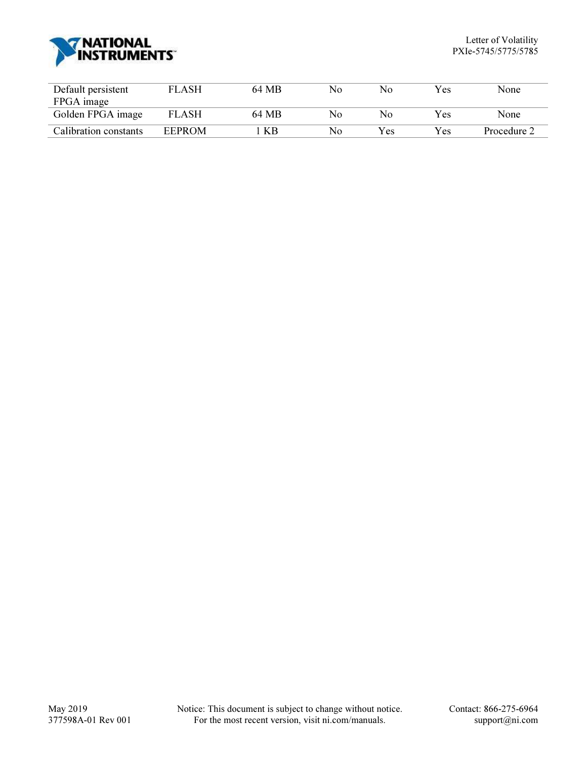| | | | | | | |
|---|---|---|---|---|---|---|
| Default persistent FPGA image | FLASH | 64 MB | No | No | Yes | None |
| Golden FPGA image | FLASH | 64 MB | No | No | Yes | None |
| Calibration constants | EEPROM | 1 KB | No | Yes | Yes | Procedure 2 |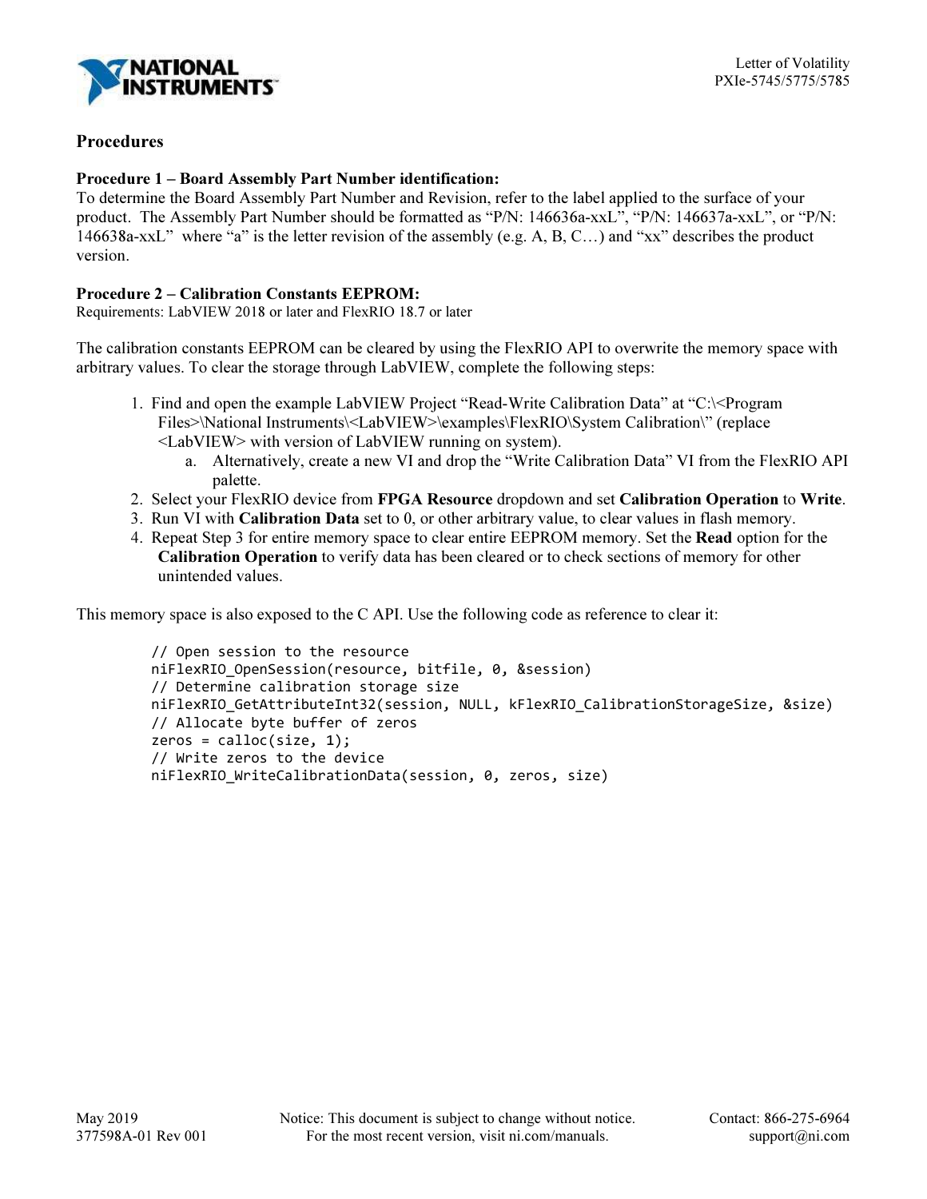## Procedures

**Procedure 1 – Board Assembly Part Number identification:**
To determine the Board Assembly Part Number and Revision, refer to the label applied to the surface of your product. The Assembly Part Number should be formatted as "P/N: 146636a-xxL", "P/N: 146637a-xxL", or "P/N: 146638a-xxL" where "a" is the letter revision of the assembly (e.g. A, B, C…) and "xx" describes the product version.

**Procedure 2 – Calibration Constants EEPROM:**
Requirements: LabVIEW 2018 or later and FlexRIO 18.7 or later

The calibration constants EEPROM can be cleared by using the FlexRIO API to overwrite the memory space with arbitrary values. To clear the storage through LabVIEW, complete the following steps:

1. Find and open the example LabVIEW Project "Read-Write Calibration Data" at "C:\<Program Files>\National Instruments\<LabVIEW>\examples\FlexRIO\System Calibration\" (replace <LabVIEW> with version of LabVIEW running on system).
   a. Alternatively, create a new VI and drop the "Write Calibration Data" VI from the FlexRIO API palette.
2. Select your FlexRIO device from **FPGA Resource** dropdown and set **Calibration Operation** to **Write**.
3. Run VI with **Calibration Data** set to 0, or other arbitrary value, to clear values in flash memory.
4. Repeat Step 3 for entire memory space to clear entire EEPROM memory. Set the **Read** option for the **Calibration Operation** to verify data has been cleared or to check sections of memory for other unintended values.

This memory space is also exposed to the C API. Use the following code as reference to clear it:

```
// Open session to the resource
niFlexRIO_OpenSession(resource, bitfile, 0, &session)
// Determine calibration storage size
niFlexRIO_GetAttributeInt32(session, NULL, kFlexRIO_CalibrationStorageSize, &size)
// Allocate byte buffer of zeros
zeros = calloc(size, 1);
// Write zeros to the device
niFlexRIO_WriteCalibrationData(session, 0, zeros, size)
```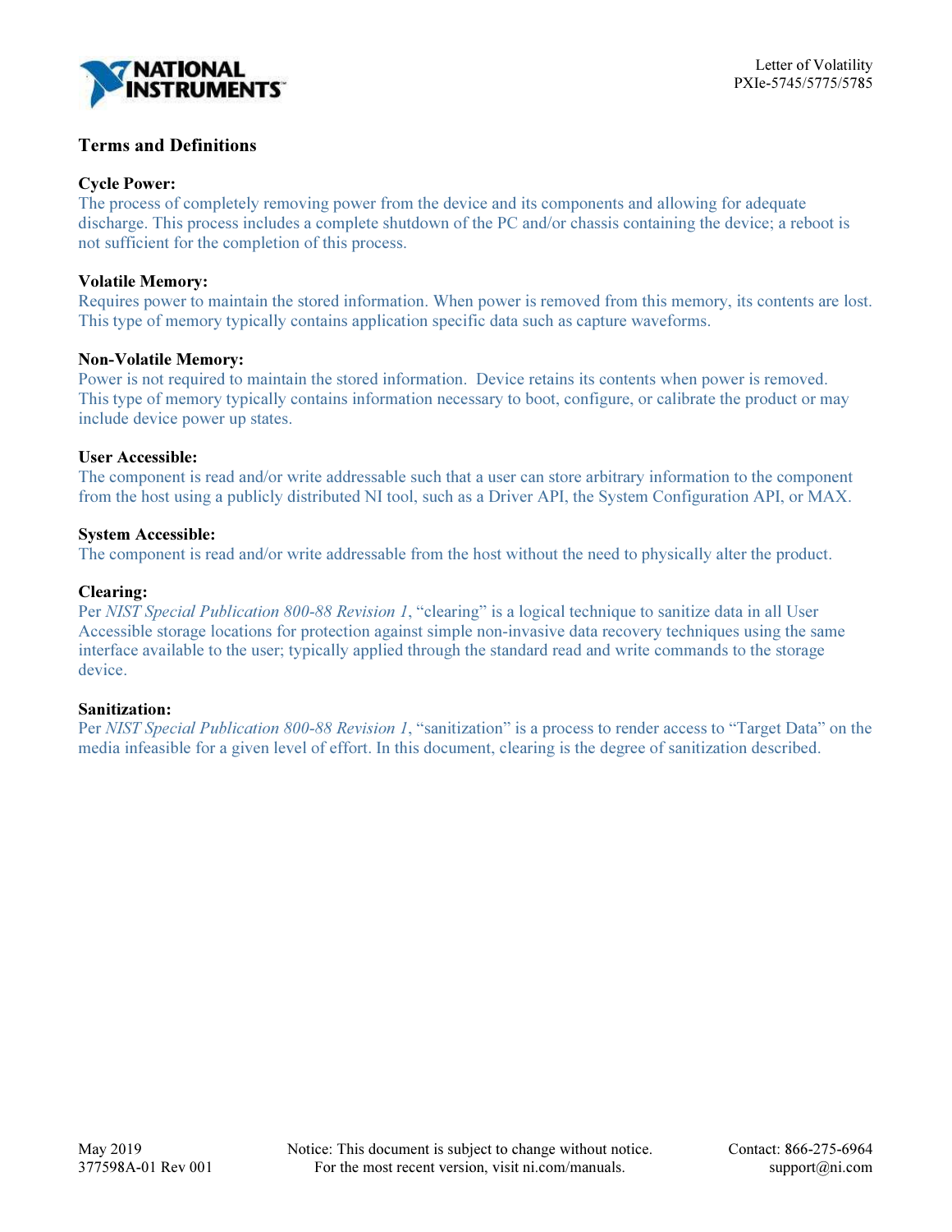## Terms and Definitions

**Cycle Power:**

The process of completely removing power from the device and its components and allowing for adequate discharge. This process includes a complete shutdown of the PC and/or chassis containing the device; a reboot is not sufficient for the completion of this process.

**Volatile Memory:**

Requires power to maintain the stored information. When power is removed from this memory, its contents are lost. This type of memory typically contains application specific data such as capture waveforms.

**Non-Volatile Memory:**

Power is not required to maintain the stored information. Device retains its contents when power is removed. This type of memory typically contains information necessary to boot, configure, or calibrate the product or may include device power up states.

**User Accessible:**

The component is read and/or write addressable such that a user can store arbitrary information to the component from the host using a publicly distributed NI tool, such as a Driver API, the System Configuration API, or MAX.

**System Accessible:**

The component is read and/or write addressable from the host without the need to physically alter the product.

**Clearing:**

Per *NIST Special Publication 800-88 Revision 1*, "clearing" is a logical technique to sanitize data in all User Accessible storage locations for protection against simple non-invasive data recovery techniques using the same interface available to the user; typically applied through the standard read and write commands to the storage device.

**Sanitization:**

Per *NIST Special Publication 800-88 Revision 1*, "sanitization" is a process to render access to "Target Data" on the media infeasible for a given level of effort. In this document, clearing is the degree of sanitization described.